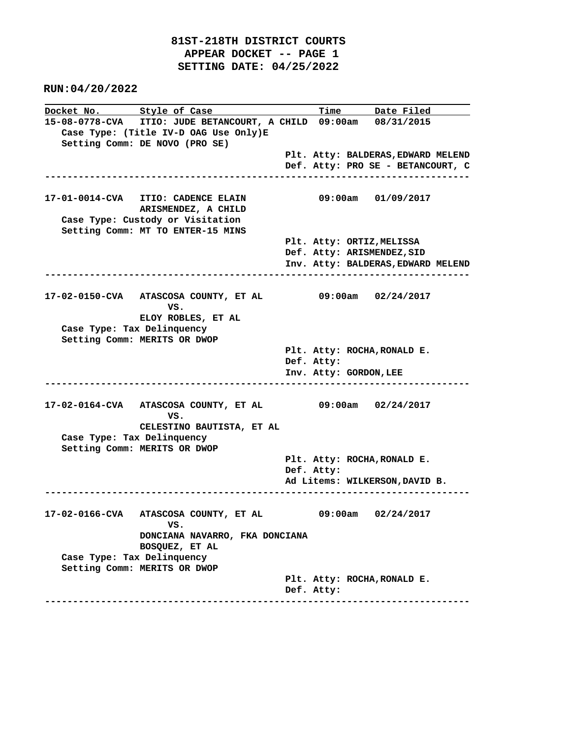# 81ST-218TH DISTRICT COURTS
## APPEAR DOCKET -- PAGE 1
## SETTING DATE: 04/25/2022

**RUN:04/20/2022**

| Docket No. | Style of Case | Time | Date Filed |
|---|---|---|---|
| 15-08-0778-CVA | ITIO: JUDE BETANCOURT, A CHILD | 09:00am | 08/31/2015 |

Case Type: (Title IV-D OAG Use Only)E
Setting Comm: DE NOVO (PRO SE)

Plt. Atty: BALDERAS,EDWARD MELEND
Def. Atty: PRO SE - BETANCOURT, C

---

| Docket No. | Style of Case | Time | Date Filed |
|---|---|---|---|
| 17-01-0014-CVA | ITIO: CADENCE ELAIN ARISMENDEZ, A CHILD | 09:00am | 01/09/2017 |

Case Type: Custody or Visitation
Setting Comm: MT TO ENTER-15 MINS

Plt. Atty: ORTIZ,MELISSA
Def. Atty: ARISMENDEZ,SID
Inv. Atty: BALDERAS,EDWARD MELEND

---

| Docket No. | Style of Case | Time | Date Filed |
|---|---|---|---|
| 17-02-0150-CVA | ATASCOSA COUNTY, ET AL VS. ELOY ROBLES, ET AL | 09:00am | 02/24/2017 |

Case Type: Tax Delinquency
Setting Comm: MERITS OR DWOP

Plt. Atty: ROCHA,RONALD E.
Def. Atty:
Inv. Atty: GORDON,LEE

---

| Docket No. | Style of Case | Time | Date Filed |
|---|---|---|---|
| 17-02-0164-CVA | ATASCOSA COUNTY, ET AL VS. CELESTINO BAUTISTA, ET AL | 09:00am | 02/24/2017 |

Case Type: Tax Delinquency
Setting Comm: MERITS OR DWOP

Plt. Atty: ROCHA,RONALD E.
Def. Atty:
Ad Litems: WILKERSON,DAVID B.

---

| Docket No. | Style of Case | Time | Date Filed |
|---|---|---|---|
| 17-02-0166-CVA | ATASCOSA COUNTY, ET AL VS. DONCIANA NAVARRO, FKA DONCIANA BOSQUEZ, ET AL | 09:00am | 02/24/2017 |

Case Type: Tax Delinquency
Setting Comm: MERITS OR DWOP

Plt. Atty: ROCHA,RONALD E.
Def. Atty:

---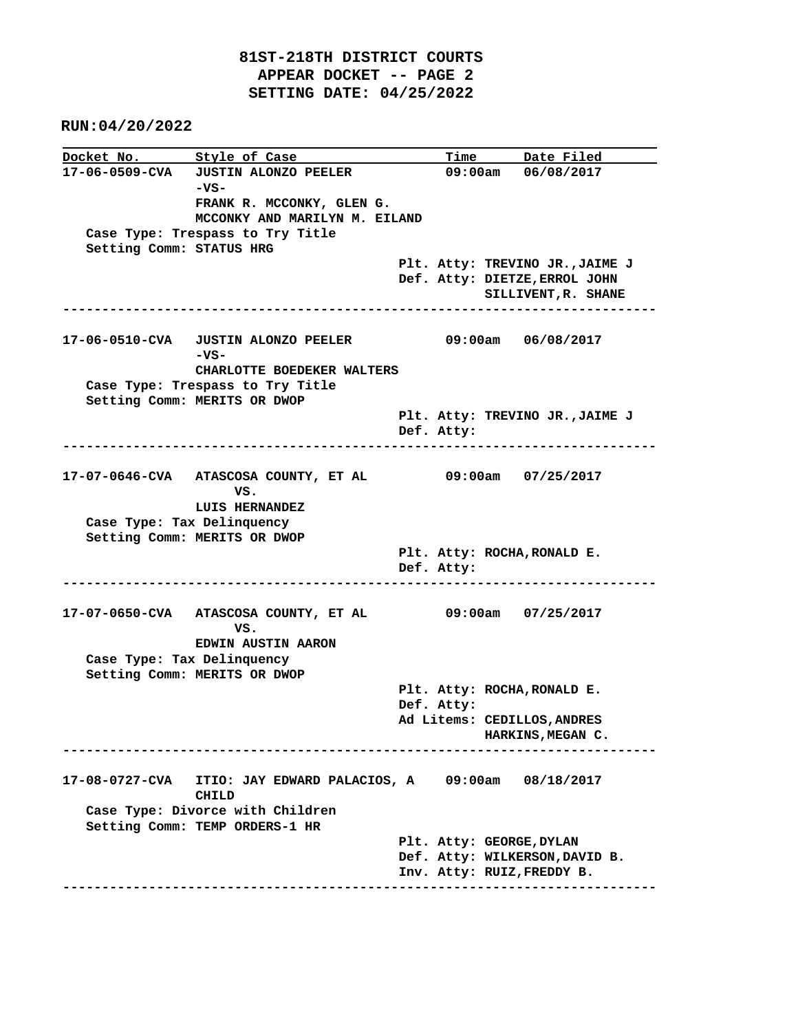**81ST-218TH DISTRICT COURTS**
**APPEAR DOCKET -- PAGE 2**
**SETTING DATE: 04/25/2022**

**RUN:04/20/2022**

| Docket No. | Style of Case | Time | Date Filed |
|---|---|---|---|
| 17-06-0509-CVA | JUSTIN ALONZO PEELER -VS- FRANK R. MCCONKY, GLEN G. MCCONKY AND MARILYN M. EILAND | 09:00am | 06/08/2017 |

Case Type: Trespass to Try Title
Setting Comm: STATUS HRG

Plt. Atty: TREVINO JR.,JAIME J
Def. Atty: DIETZE,ERROL JOHN
SILLIVENT,R. SHANE

---

| Docket No. | Style of Case | Time | Date Filed |
|---|---|---|---|
| 17-06-0510-CVA | JUSTIN ALONZO PEELER -VS- CHARLOTTE BOEDEKER WALTERS | 09:00am | 06/08/2017 |

Case Type: Trespass to Try Title
Setting Comm: MERITS OR DWOP

Plt. Atty: TREVINO JR.,JAIME J
Def. Atty:

---

| Docket No. | Style of Case | Time | Date Filed |
|---|---|---|---|
| 17-07-0646-CVA | ATASCOSA COUNTY, ET AL VS. LUIS HERNANDEZ | 09:00am | 07/25/2017 |

Case Type: Tax Delinquency
Setting Comm: MERITS OR DWOP

Plt. Atty: ROCHA,RONALD E.
Def. Atty:

---

| Docket No. | Style of Case | Time | Date Filed |
|---|---|---|---|
| 17-07-0650-CVA | ATASCOSA COUNTY, ET AL VS. EDWIN AUSTIN AARON | 09:00am | 07/25/2017 |

Case Type: Tax Delinquency
Setting Comm: MERITS OR DWOP

Plt. Atty: ROCHA,RONALD E.
Def. Atty:
Ad Litems: CEDILLOS,ANDRES
HARKINS,MEGAN C.

---

| Docket No. | Style of Case | Time | Date Filed |
|---|---|---|---|
| 17-08-0727-CVA | ITIO: JAY EDWARD PALACIOS, A CHILD | 09:00am | 08/18/2017 |

Case Type: Divorce with Children
Setting Comm: TEMP ORDERS-1 HR

Plt. Atty: GEORGE,DYLAN
Def. Atty: WILKERSON,DAVID B.
Inv. Atty: RUIZ,FREDDY B.

---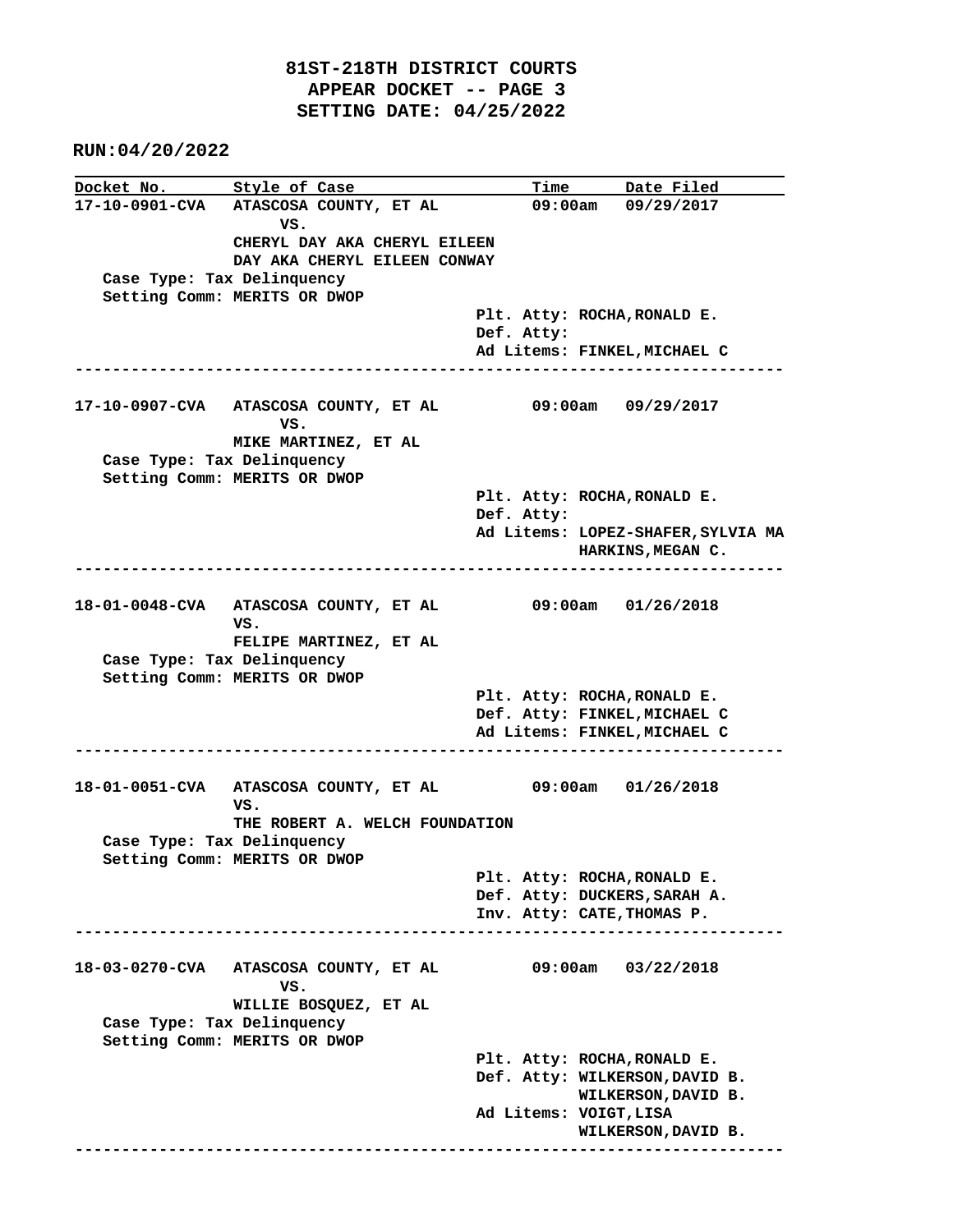# 81ST-218TH DISTRICT COURTS
## APPEAR DOCKET -- PAGE 3
## SETTING DATE: 04/25/2022

**RUN:04/20/2022**

| Docket No. | Style of Case | Time | Date Filed |
| --- | --- | --- | --- |

**17-10-0901-CVA** ATASCOSA COUNTY, ET AL VS. CHERYL DAY AKA CHERYL EILEEN DAY AKA CHERYL EILEEN CONWAY — 09:00am — 09/29/2017

Case Type: Tax Delinquency
Setting Comm: MERITS OR DWOP

Plt. Atty: ROCHA,RONALD E.
Def. Atty:
Ad Litems: FINKEL,MICHAEL C

---

**17-10-0907-CVA** ATASCOSA COUNTY, ET AL VS. MIKE MARTINEZ, ET AL — 09:00am — 09/29/2017

Case Type: Tax Delinquency
Setting Comm: MERITS OR DWOP

Plt. Atty: ROCHA,RONALD E.
Def. Atty:
Ad Litems: LOPEZ-SHAFER,SYLVIA MA
HARKINS,MEGAN C.

---

**18-01-0048-CVA** ATASCOSA COUNTY, ET AL VS. FELIPE MARTINEZ, ET AL — 09:00am — 01/26/2018

Case Type: Tax Delinquency
Setting Comm: MERITS OR DWOP

Plt. Atty: ROCHA,RONALD E.
Def. Atty: FINKEL,MICHAEL C
Ad Litems: FINKEL,MICHAEL C

---

**18-01-0051-CVA** ATASCOSA COUNTY, ET AL VS. THE ROBERT A. WELCH FOUNDATION — 09:00am — 01/26/2018

Case Type: Tax Delinquency
Setting Comm: MERITS OR DWOP

Plt. Atty: ROCHA,RONALD E.
Def. Atty: DUCKERS,SARAH A.
Inv. Atty: CATE,THOMAS P.

---

**18-03-0270-CVA** ATASCOSA COUNTY, ET AL VS. WILLIE BOSQUEZ, ET AL — 09:00am — 03/22/2018

Case Type: Tax Delinquency
Setting Comm: MERITS OR DWOP

Plt. Atty: ROCHA,RONALD E.
Def. Atty: WILKERSON,DAVID B.
WILKERSON,DAVID B.
Ad Litems: VOIGT,LISA
WILKERSON,DAVID B.

---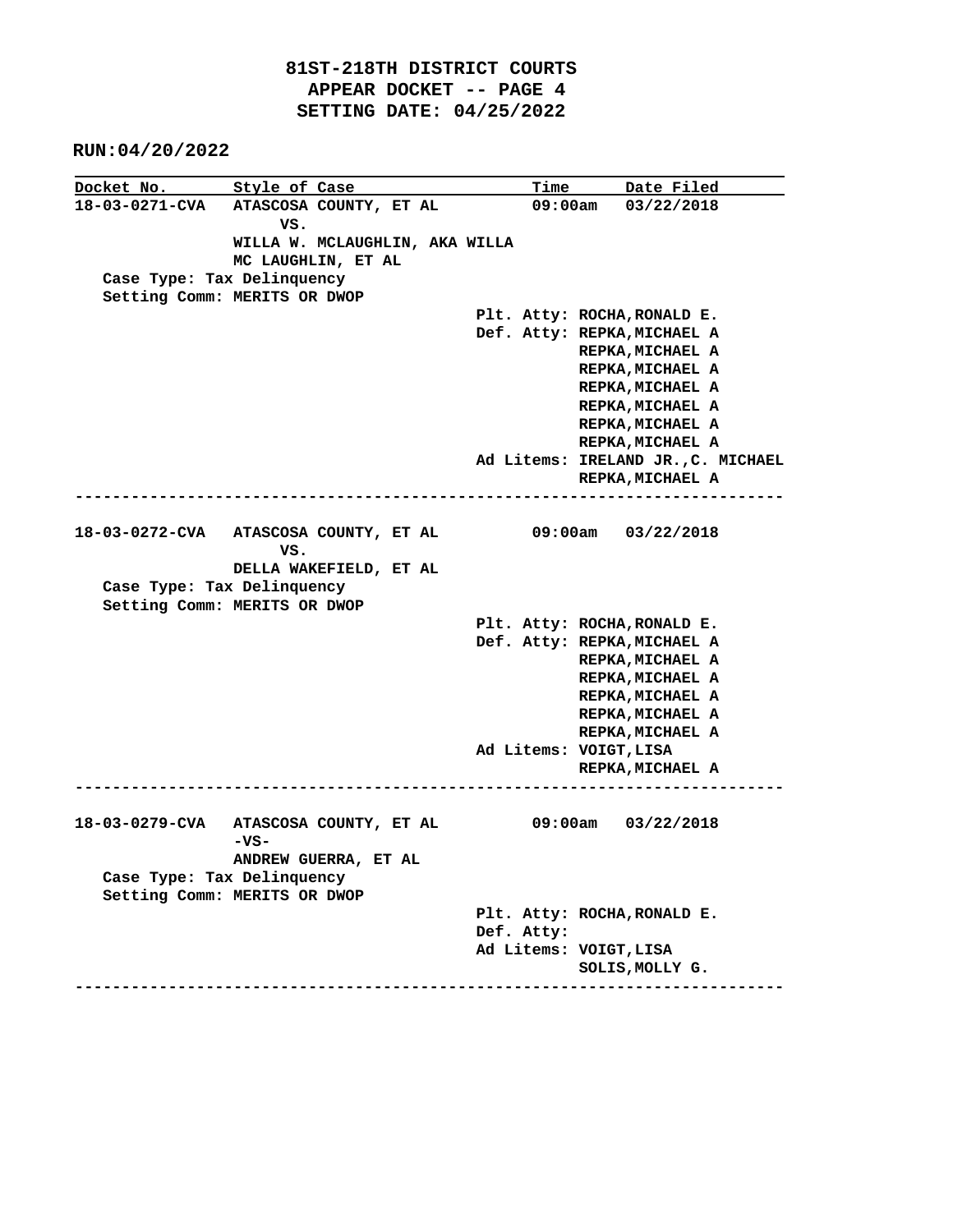# 81ST-218TH DISTRICT COURTS
## APPEAR DOCKET -- PAGE 4
## SETTING DATE: 04/25/2022

**RUN:04/20/2022**

| Docket No. | Style of Case | Time | Date Filed |
|---|---|---|---|
| 18-03-0271-CVA | ATASCOSA COUNTY, ET AL VS. WILLA W. MCLAUGHLIN, AKA WILLA MC LAUGHLIN, ET AL | 09:00am | 03/22/2018 |

Case Type: Tax Delinquency
Setting Comm: MERITS OR DWOP

Plt. Atty: ROCHA,RONALD E.
Def. Atty: REPKA,MICHAEL A
REPKA,MICHAEL A
REPKA,MICHAEL A
REPKA,MICHAEL A
REPKA,MICHAEL A
REPKA,MICHAEL A
REPKA,MICHAEL A
Ad Litems: IRELAND JR.,C. MICHAEL
REPKA,MICHAEL A

---

| Docket No. | Style of Case | Time | Date Filed |
|---|---|---|---|
| 18-03-0272-CVA | ATASCOSA COUNTY, ET AL VS. DELLA WAKEFIELD, ET AL | 09:00am | 03/22/2018 |

Case Type: Tax Delinquency
Setting Comm: MERITS OR DWOP

Plt. Atty: ROCHA,RONALD E.
Def. Atty: REPKA,MICHAEL A
REPKA,MICHAEL A
REPKA,MICHAEL A
REPKA,MICHAEL A
REPKA,MICHAEL A
REPKA,MICHAEL A
Ad Litems: VOIGT,LISA
REPKA,MICHAEL A

---

| Docket No. | Style of Case | Time | Date Filed |
|---|---|---|---|
| 18-03-0279-CVA | ATASCOSA COUNTY, ET AL -VS- ANDREW GUERRA, ET AL | 09:00am | 03/22/2018 |

Case Type: Tax Delinquency
Setting Comm: MERITS OR DWOP

Plt. Atty: ROCHA,RONALD E.
Def. Atty:
Ad Litems: VOIGT,LISA
SOLIS,MOLLY G.

---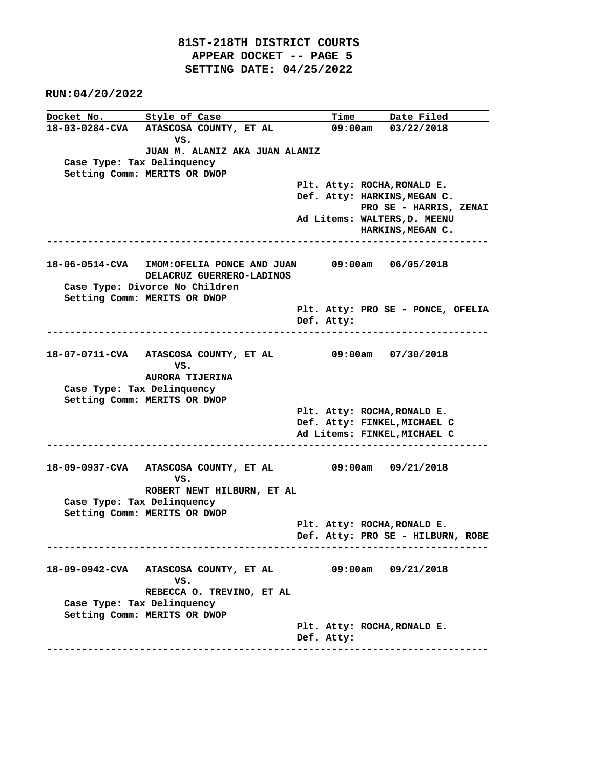**81ST-218TH DISTRICT COURTS**
**APPEAR DOCKET -- PAGE 5**
**SETTING DATE: 04/25/2022**

**RUN:04/20/2022**

| Docket No. | Style of Case | Time | Date Filed |
|---|---|---|---|
| 18-03-0284-CVA | ATASCOSA COUNTY, ET AL VS. JUAN M. ALANIZ AKA JUAN ALANIZ | 09:00am | 03/22/2018 |

Case Type: Tax Delinquency
Setting Comm: MERITS OR DWOP

Plt. Atty: ROCHA,RONALD E.
Def. Atty: HARKINS,MEGAN C.
PRO SE - HARRIS, ZENAI
Ad Litems: WALTERS,D. MEENU
HARKINS,MEGAN C.

---

| Docket No. | Style of Case | Time | Date Filed |
|---|---|---|---|
| 18-06-0514-CVA | IMOM:OFELIA PONCE AND JUAN DELACRUZ GUERRERO-LADINOS | 09:00am | 06/05/2018 |

Case Type: Divorce No Children
Setting Comm: MERITS OR DWOP

Plt. Atty: PRO SE - PONCE, OFELIA
Def. Atty:

---

| Docket No. | Style of Case | Time | Date Filed |
|---|---|---|---|
| 18-07-0711-CVA | ATASCOSA COUNTY, ET AL VS. AURORA TIJERINA | 09:00am | 07/30/2018 |

Case Type: Tax Delinquency
Setting Comm: MERITS OR DWOP

Plt. Atty: ROCHA,RONALD E.
Def. Atty: FINKEL,MICHAEL C
Ad Litems: FINKEL,MICHAEL C

---

| Docket No. | Style of Case | Time | Date Filed |
|---|---|---|---|
| 18-09-0937-CVA | ATASCOSA COUNTY, ET AL VS. ROBERT NEWT HILBURN, ET AL | 09:00am | 09/21/2018 |

Case Type: Tax Delinquency
Setting Comm: MERITS OR DWOP

Plt. Atty: ROCHA,RONALD E.
Def. Atty: PRO SE - HILBURN, ROBE

---

| Docket No. | Style of Case | Time | Date Filed |
|---|---|---|---|
| 18-09-0942-CVA | ATASCOSA COUNTY, ET AL VS. REBECCA O. TREVINO, ET AL | 09:00am | 09/21/2018 |

Case Type: Tax Delinquency
Setting Comm: MERITS OR DWOP

Plt. Atty: ROCHA,RONALD E.
Def. Atty:

---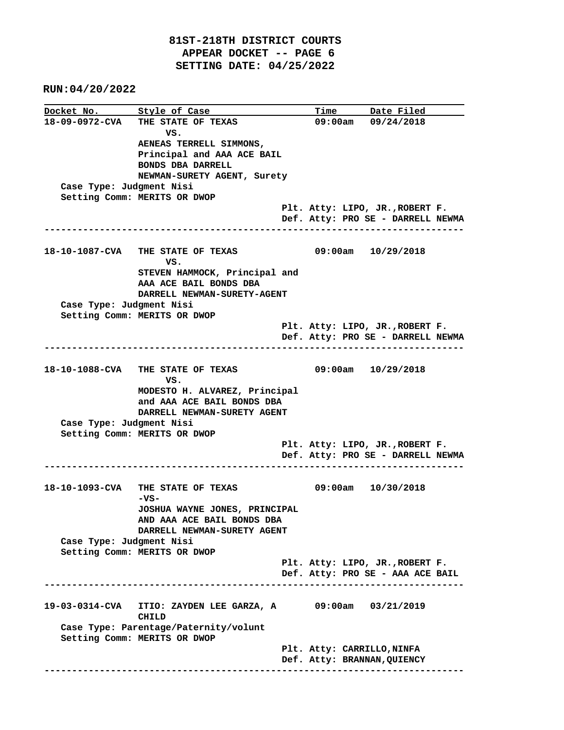**81ST-218TH DISTRICT COURTS**
**APPEAR DOCKET -- PAGE 6**
**SETTING DATE: 04/25/2022**

**RUN:04/20/2022**

| Docket No. | Style of Case | Time | Date Filed |
|---|---|---|---|
| 18-09-0972-CVA | THE STATE OF TEXAS VS. AENEAS TERRELL SIMMONS, Principal and AAA ACE BAIL BONDS DBA DARRELL NEWMAN-SURETY AGENT, Surety | 09:00am | 09/24/2018 |

Case Type: Judgment Nisi
Setting Comm: MERITS OR DWOP
Plt. Atty: LIPO, JR.,ROBERT F.
Def. Atty: PRO SE - DARRELL NEWMA

---

| Docket No. | Style of Case | Time | Date Filed |
|---|---|---|---|
| 18-10-1087-CVA | THE STATE OF TEXAS VS. STEVEN HAMMOCK, Principal and AAA ACE BAIL BONDS DBA DARRELL NEWMAN-SURETY-AGENT | 09:00am | 10/29/2018 |

Case Type: Judgment Nisi
Setting Comm: MERITS OR DWOP
Plt. Atty: LIPO, JR.,ROBERT F.
Def. Atty: PRO SE - DARRELL NEWMA

---

| Docket No. | Style of Case | Time | Date Filed |
|---|---|---|---|
| 18-10-1088-CVA | THE STATE OF TEXAS VS. MODESTO H. ALVAREZ, Principal and AAA ACE BAIL BONDS DBA DARRELL NEWMAN-SURETY AGENT | 09:00am | 10/29/2018 |

Case Type: Judgment Nisi
Setting Comm: MERITS OR DWOP
Plt. Atty: LIPO, JR.,ROBERT F.
Def. Atty: PRO SE - DARRELL NEWMA

---

| Docket No. | Style of Case | Time | Date Filed |
|---|---|---|---|
| 18-10-1093-CVA | THE STATE OF TEXAS -VS- JOSHUA WAYNE JONES, PRINCIPAL AND AAA ACE BAIL BONDS DBA DARRELL NEWMAN-SURETY AGENT | 09:00am | 10/30/2018 |

Case Type: Judgment Nisi
Setting Comm: MERITS OR DWOP
Plt. Atty: LIPO, JR.,ROBERT F.
Def. Atty: PRO SE - AAA ACE BAIL

---

| Docket No. | Style of Case | Time | Date Filed |
|---|---|---|---|
| 19-03-0314-CVA | ITIO: ZAYDEN LEE GARZA, A CHILD | 09:00am | 03/21/2019 |

Case Type: Parentage/Paternity/volunt
Setting Comm: MERITS OR DWOP
Plt. Atty: CARRILLO,NINFA
Def. Atty: BRANNAN,QUIENCY

---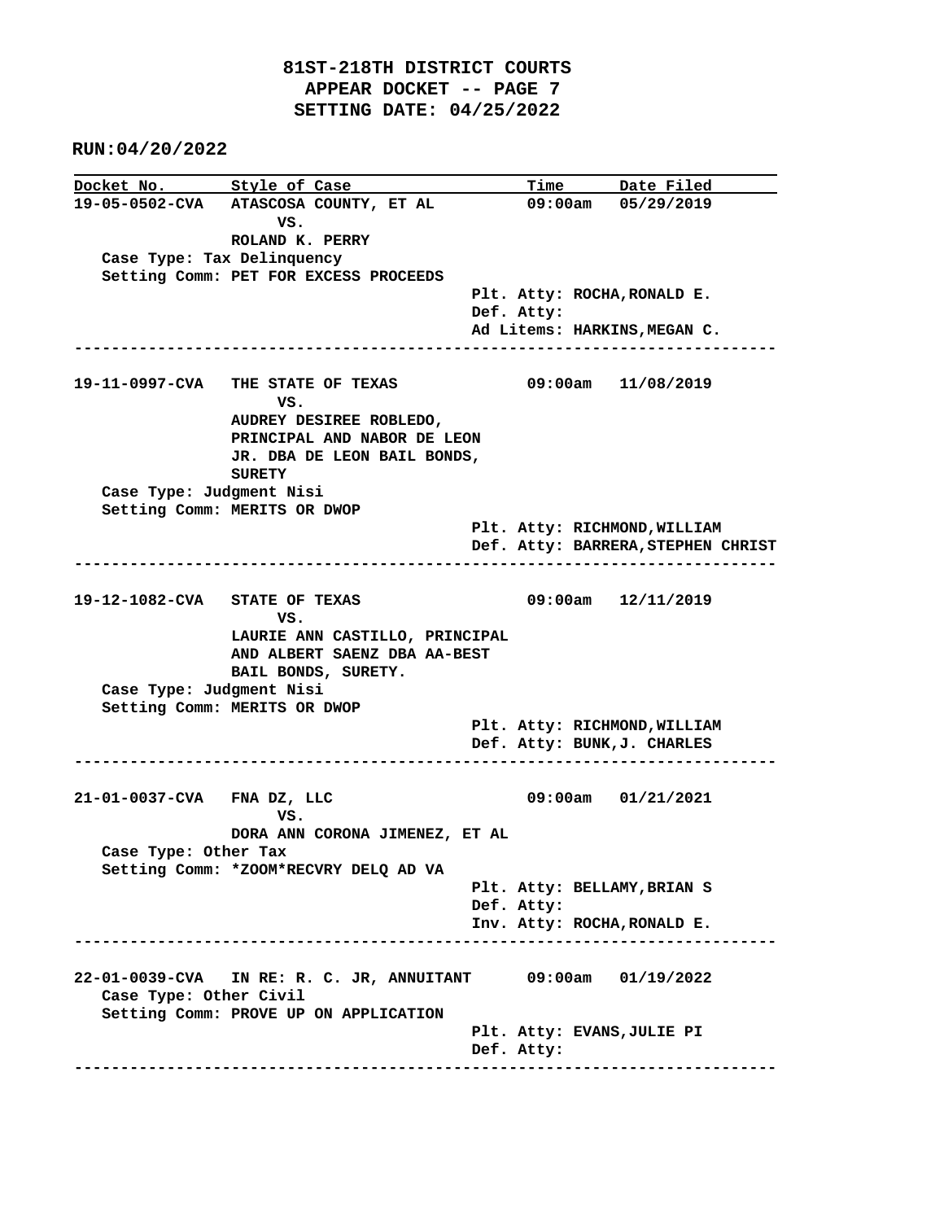# 81ST-218TH DISTRICT COURTS
## APPEAR DOCKET -- PAGE 7
## SETTING DATE: 04/25/2022

**RUN:04/20/2022**

| Docket No. | Style of Case | Time | Date Filed |
|---|---|---|---|

**19-05-0502-CVA** ATASCOSA COUNTY, ET AL **09:00am 05/29/2019**
VS.
ROLAND K. PERRY

Case Type: Tax Delinquency
Setting Comm: PET FOR EXCESS PROCEEDS

Plt. Atty: ROCHA,RONALD E.
Def. Atty:
Ad Litems: HARKINS,MEGAN C.

---

**19-11-0997-CVA** THE STATE OF TEXAS **09:00am 11/08/2019**
VS.
AUDREY DESIREE ROBLEDO, PRINCIPAL AND NABOR DE LEON JR. DBA DE LEON BAIL BONDS, SURETY

Case Type: Judgment Nisi
Setting Comm: MERITS OR DWOP

Plt. Atty: RICHMOND,WILLIAM
Def. Atty: BARRERA,STEPHEN CHRIST

---

**19-12-1082-CVA** STATE OF TEXAS **09:00am 12/11/2019**
VS.
LAURIE ANN CASTILLO, PRINCIPAL AND ALBERT SAENZ DBA AA-BEST BAIL BONDS, SURETY.

Case Type: Judgment Nisi
Setting Comm: MERITS OR DWOP

Plt. Atty: RICHMOND,WILLIAM
Def. Atty: BUNK,J. CHARLES

---

**21-01-0037-CVA** FNA DZ, LLC **09:00am 01/21/2021**
VS.
DORA ANN CORONA JIMENEZ, ET AL

Case Type: Other Tax
Setting Comm: *ZOOM*RECVRY DELQ AD VA

Plt. Atty: BELLAMY,BRIAN S
Def. Atty:
Inv. Atty: ROCHA,RONALD E.

---

**22-01-0039-CVA** IN RE: R. C. JR, ANNUITANT **09:00am 01/19/2022**

Case Type: Other Civil
Setting Comm: PROVE UP ON APPLICATION

Plt. Atty: EVANS,JULIE PI
Def. Atty:

---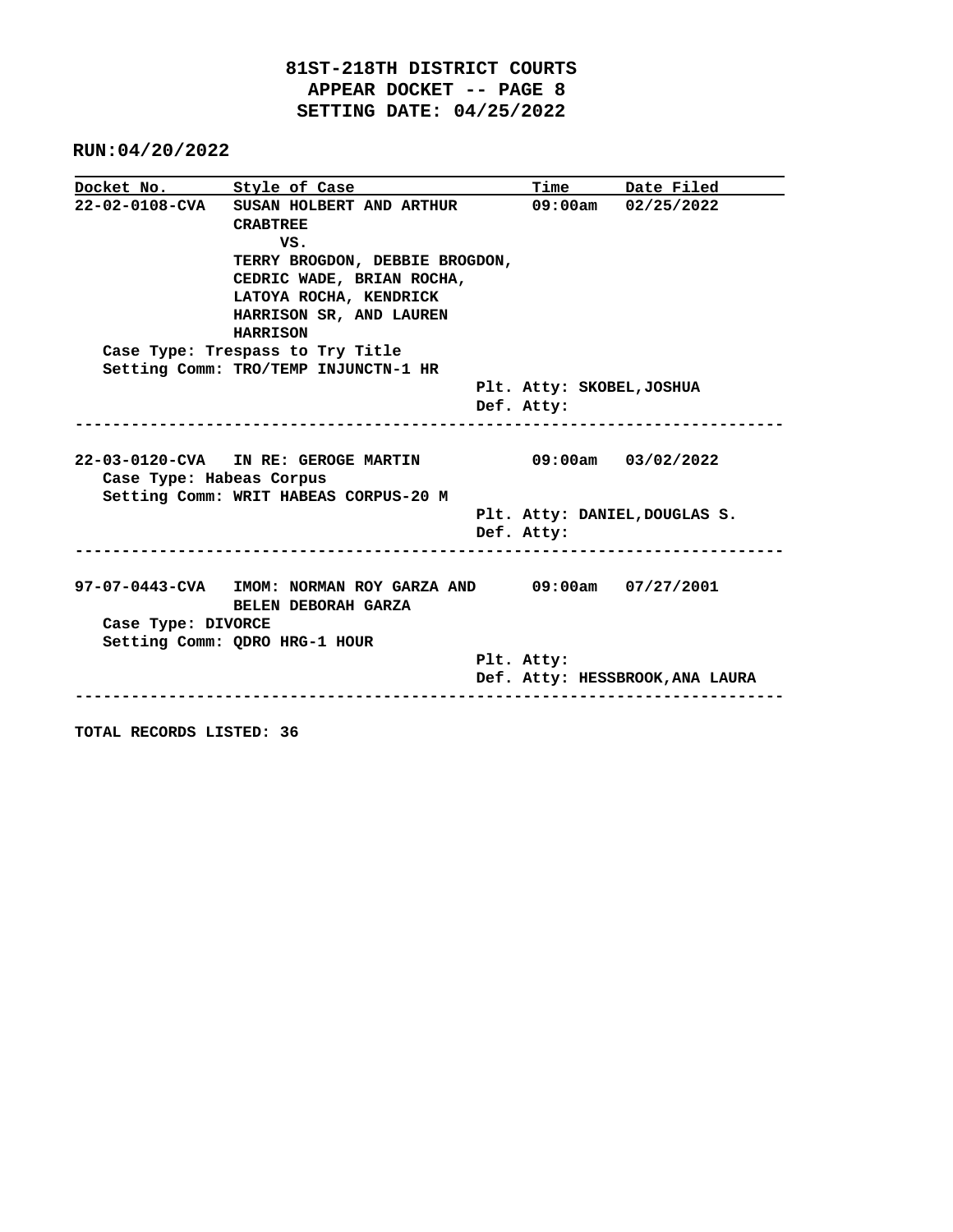**81ST-218TH DISTRICT COURTS**
**APPEAR DOCKET -- PAGE 8**
**SETTING DATE: 04/25/2022**

**RUN:04/20/2022**

| Docket No. | Style of Case | Time | Date Filed |
|---|---|---|---|
| 22-02-0108-CVA | SUSAN HOLBERT AND ARTHUR CRABTREE VS. TERRY BROGDON, DEBBIE BROGDON, CEDRIC WADE, BRIAN ROCHA, LATOYA ROCHA, KENDRICK HARRISON SR, AND LAUREN HARRISON | 09:00am | 02/25/2022 |

Case Type: Trespass to Try Title
Setting Comm: TRO/TEMP INJUNCTN-1 HR
Plt. Atty: SKOBEL,JOSHUA
Def. Atty:

---

| Docket No. | Style of Case | Time | Date Filed |
|---|---|---|---|
| 22-03-0120-CVA | IN RE: GEROGE MARTIN | 09:00am | 03/02/2022 |

Case Type: Habeas Corpus
Setting Comm: WRIT HABEAS CORPUS-20 M
Plt. Atty: DANIEL,DOUGLAS S.
Def. Atty:

---

| Docket No. | Style of Case | Time | Date Filed |
|---|---|---|---|
| 97-07-0443-CVA | IMOM: NORMAN ROY GARZA AND BELEN DEBORAH GARZA | 09:00am | 07/27/2001 |

Case Type: DIVORCE
Setting Comm: QDRO HRG-1 HOUR
Plt. Atty:
Def. Atty: HESSBROOK,ANA LAURA

---

**TOTAL RECORDS LISTED: 36**